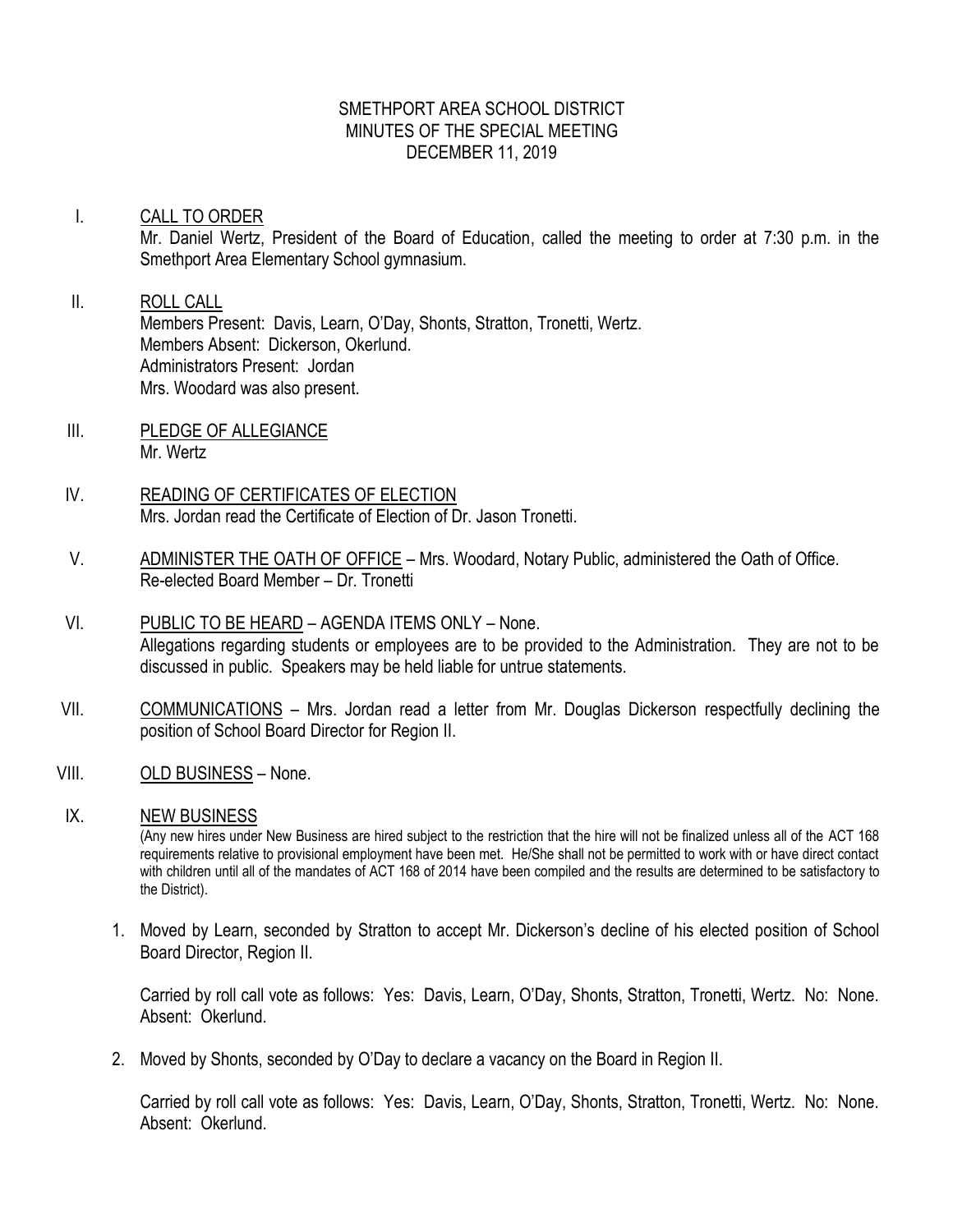# SMETHPORT AREA SCHOOL DISTRICT
## MINUTES OF THE SPECIAL MEETING
### DECEMBER 11, 2019

I. <u>CALL TO ORDER</u>
Mr. Daniel Wertz, President of the Board of Education, called the meeting to order at 7:30 p.m. in the Smethport Area Elementary School gymnasium.

II. <u>ROLL CALL</u>
Members Present: Davis, Learn, O'Day, Shonts, Stratton, Tronetti, Wertz.
Members Absent: Dickerson, Okerlund.
Administrators Present: Jordan
Mrs. Woodard was also present.

III. <u>PLEDGE OF ALLEGIANCE</u>
Mr. Wertz

IV. <u>READING OF CERTIFICATES OF ELECTION</u>
Mrs. Jordan read the Certificate of Election of Dr. Jason Tronetti.

V. <u>ADMINISTER THE OATH OF OFFICE</u> – Mrs. Woodard, Notary Public, administered the Oath of Office.
Re-elected Board Member – Dr. Tronetti

VI. <u>PUBLIC TO BE HEARD</u> – AGENDA ITEMS ONLY – None.
Allegations regarding students or employees are to be provided to the Administration. They are not to be discussed in public. Speakers may be held liable for untrue statements.

VII. <u>COMMUNICATIONS</u> – Mrs. Jordan read a letter from Mr. Douglas Dickerson respectfully declining the position of School Board Director for Region II.

VIII. <u>OLD BUSINESS</u> – None.

IX. <u>NEW BUSINESS</u>
(Any new hires under New Business are hired subject to the restriction that the hire will not be finalized unless all of the ACT 168 requirements relative to provisional employment have been met. He/She shall not be permitted to work with or have direct contact with children until all of the mandates of ACT 168 of 2014 have been compiled and the results are determined to be satisfactory to the District).

1. Moved by Learn, seconded by Stratton to accept Mr. Dickerson's decline of his elected position of School Board Director, Region II.

   Carried by roll call vote as follows: Yes: Davis, Learn, O'Day, Shonts, Stratton, Tronetti, Wertz. No: None. Absent: Okerlund.

2. Moved by Shonts, seconded by O'Day to declare a vacancy on the Board in Region II.

   Carried by roll call vote as follows: Yes: Davis, Learn, O'Day, Shonts, Stratton, Tronetti, Wertz. No: None. Absent: Okerlund.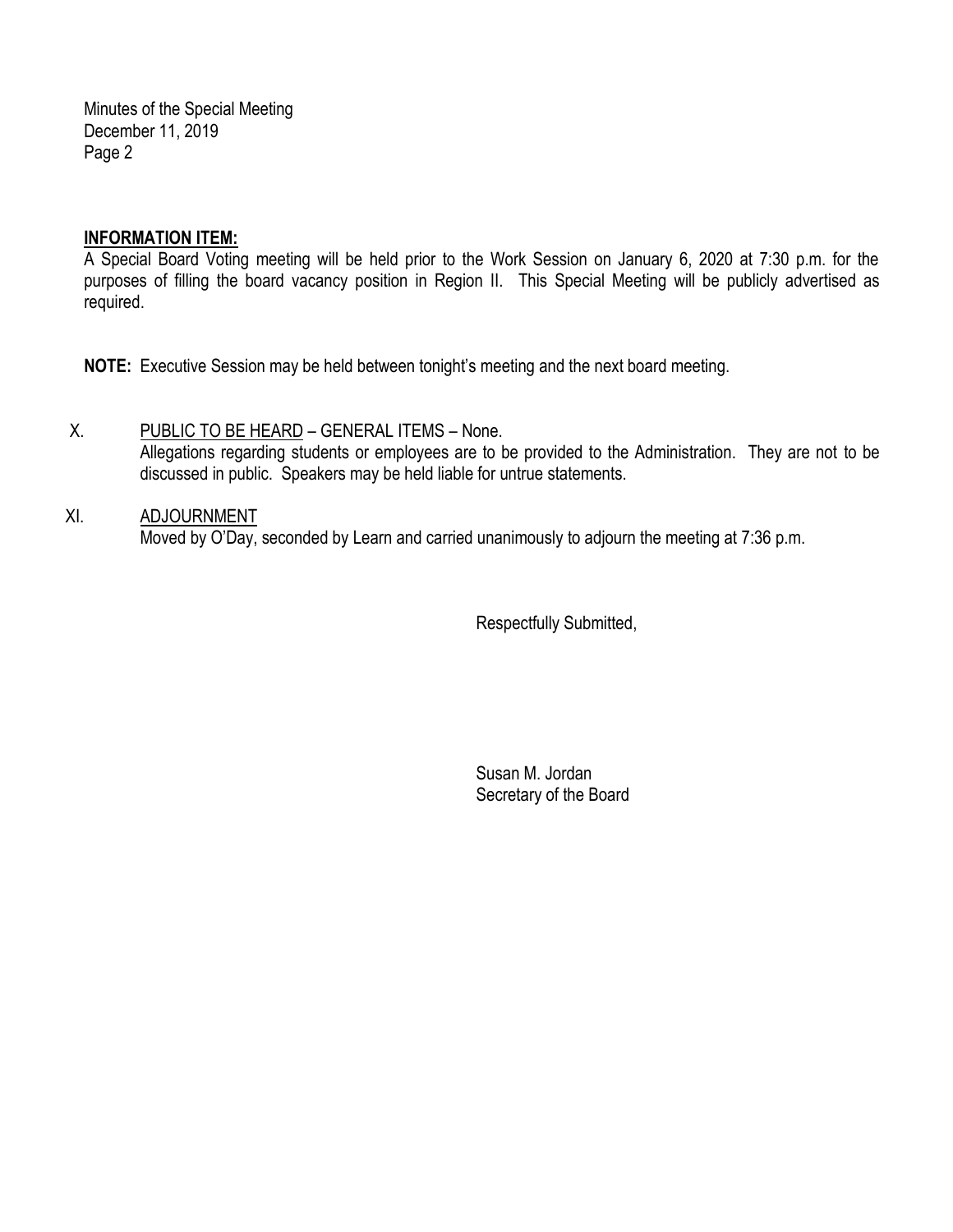**INFORMATION ITEM:**

A Special Board Voting meeting will be held prior to the Work Session on January 6, 2020 at 7:30 p.m. for the purposes of filling the board vacancy position in Region II. This Special Meeting will be publicly advertised as required.

**NOTE:** Executive Session may be held between tonight's meeting and the next board meeting.

X. PUBLIC TO BE HEARD – GENERAL ITEMS – None.
Allegations regarding students or employees are to be provided to the Administration. They are not to be discussed in public. Speakers may be held liable for untrue statements.

XI. ADJOURNMENT
Moved by O'Day, seconded by Learn and carried unanimously to adjourn the meeting at 7:36 p.m.

Respectfully Submitted,

Susan M. Jordan
Secretary of the Board